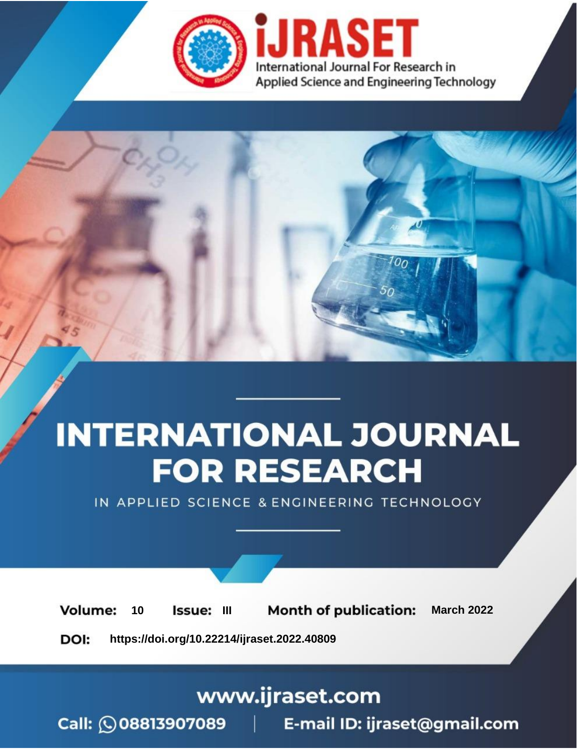# INTERNATIONAL JOURNAL FOR RESEARCH

IN APPLIED SCIENCE & ENGINEERING TECHNOLOGY

**Volume:** 10 **Issue:** III **Month of publication:** March 2022

**DOI:** https://doi.org/10.22214/ijraset.2022.40809

www.ijraset.com

Call: 08813907089 | E-mail ID: ijraset@gmail.com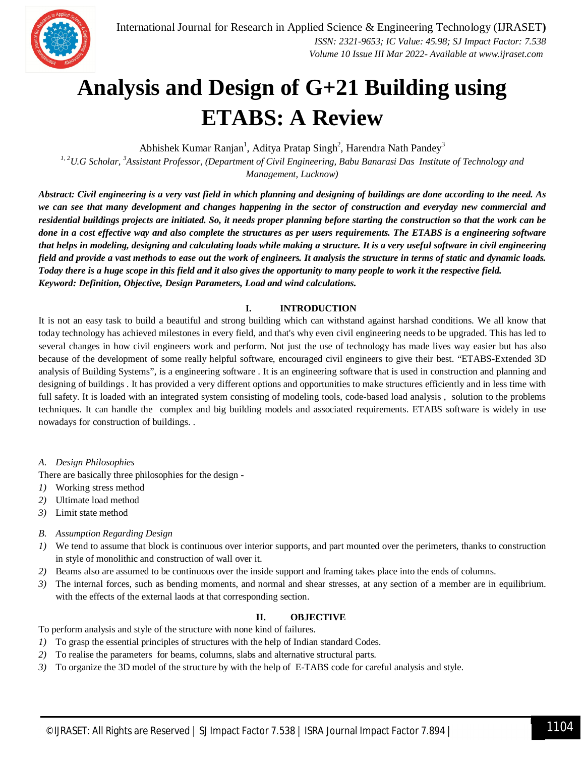# Analysis and Design of G+21 Building using ETABS: A Review

Abhishek Kumar Ranjan[1], Aditya Pratap Singh[2], Harendra Nath Pandey[3]

*[1, 2]U.G Scholar, [3]Assistant Professor, (Department of Civil Engineering, Babu Banarasi Das Institute of Technology and Management, Lucknow)*

***Abstract:** Civil engineering is a very vast field in which planning and designing of buildings are done according to the need. As we can see that many development and changes happening in the sector of construction and everyday new commercial and residential buildings projects are initiated. So, it needs proper planning before starting the construction so that the work can be done in a cost effective way and also complete the structures as per users requirements. The ETABS is a engineering software that helps in modeling, designing and calculating loads while making a structure. It is a very useful software in civil engineering field and provide a vast methods to ease out the work of engineers. It analysis the structure in terms of static and dynamic loads. Today there is a huge scope in this field and it also gives the opportunity to many people to work it the respective field.*

***Keyword:** Definition, Objective, Design Parameters, Load and wind calculations.*

## I. INTRODUCTION

It is not an easy task to build a beautiful and strong building which can withstand against harshad conditions. We all know that today technology has achieved milestones in every field, and that's why even civil engineering needs to be upgraded. This has led to several changes in how civil engineers work and perform. Not just the use of technology has made lives way easier but has also because of the development of some really helpful software, encouraged civil engineers to give their best. "ETABS-Extended 3D analysis of Building Systems", is a engineering software . It is an engineering software that is used in construction and planning and designing of buildings . It has provided a very different options and opportunities to make structures efficiently and in less time with full safety. It is loaded with an integrated system consisting of modeling tools, code-based load analysis , solution to the problems techniques. It can handle the complex and big building models and associated requirements. ETABS software is widely in use nowadays for construction of buildings. .

### A. Design Philosophies

There are basically three philosophies for the design -

1) Working stress method
2) Ultimate load method
3) Limit state method

### B. Assumption Regarding Design

1) We tend to assume that block is continuous over interior supports, and part mounted over the perimeters, thanks to construction in style of monolithic and construction of wall over it.
2) Beams also are assumed to be continuous over the inside support and framing takes place into the ends of columns.
3) The internal forces, such as bending moments, and normal and shear stresses, at any section of a member are in equilibrium. with the effects of the external laods at that corresponding section.

## II. OBJECTIVE

To perform analysis and style of the structure with none kind of failures.

1) To grasp the essential principles of structures with the help of Indian standard Codes.
2) To realise the parameters for beams, columns, slabs and alternative structural parts.
3) To organize the 3D model of the structure by with the help of E-TABS code for careful analysis and style.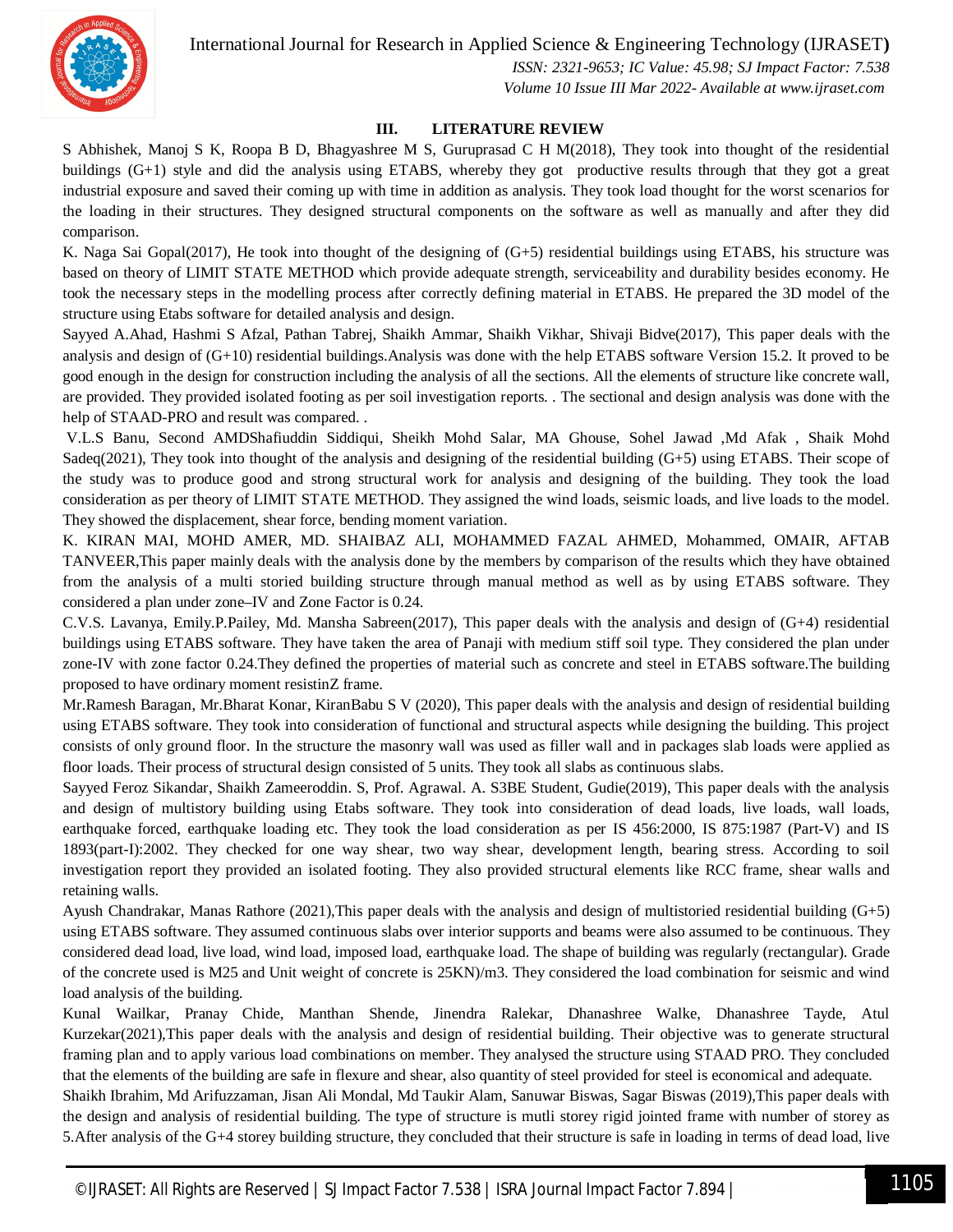## III. LITERATURE REVIEW

S Abhishek, Manoj S K, Roopa B D, Bhagyashree M S, Guruprasad C H M(2018), They took into thought of the residential buildings (G+1) style and did the analysis using ETABS, whereby they got productive results through that they got a great industrial exposure and saved their coming up with time in addition as analysis. They took load thought for the worst scenarios for the loading in their structures. They designed structural components on the software as well as manually and after they did comparison.

K. Naga Sai Gopal(2017), He took into thought of the designing of (G+5) residential buildings using ETABS, his structure was based on theory of LIMIT STATE METHOD which provide adequate strength, serviceability and durability besides economy. He took the necessary steps in the modelling process after correctly defining material in ETABS. He prepared the 3D model of the structure using Etabs software for detailed analysis and design.

Sayyed A.Ahad, Hashmi S Afzal, Pathan Tabrej, Shaikh Ammar, Shaikh Vikhar, Shivaji Bidve(2017), This paper deals with the analysis and design of (G+10) residential buildings.Analysis was done with the help ETABS software Version 15.2. It proved to be good enough in the design for construction including the analysis of all the sections. All the elements of structure like concrete wall, are provided. They provided isolated footing as per soil investigation reports. . The sectional and design analysis was done with the help of STAAD-PRO and result was compared. .

V.L.S Banu, Second AMDShafiuddin Siddiqui, Sheikh Mohd Salar, MA Ghouse, Sohel Jawad ,Md Afak , Shaik Mohd Sadeq(2021), They took into thought of the analysis and designing of the residential building (G+5) using ETABS. Their scope of the study was to produce good and strong structural work for analysis and designing of the building. They took the load consideration as per theory of LIMIT STATE METHOD. They assigned the wind loads, seismic loads, and live loads to the model. They showed the displacement, shear force, bending moment variation.

K. KIRAN MAI, MOHD AMER, MD. SHAIBAZ ALI, MOHAMMED FAZAL AHMED, Mohammed, OMAIR, AFTAB TANVEER,This paper mainly deals with the analysis done by the members by comparison of the results which they have obtained from the analysis of a multi storied building structure through manual method as well as by using ETABS software. They considered a plan under zone–IV and Zone Factor is 0.24.

C.V.S. Lavanya, Emily.P.Pailey, Md. Mansha Sabreen(2017), This paper deals with the analysis and design of (G+4) residential buildings using ETABS software. They have taken the area of Panaji with medium stiff soil type. They considered the plan under zone-IV with zone factor 0.24.They defined the properties of material such as concrete and steel in ETABS software.The building proposed to have ordinary moment resistinZ frame.

Mr.Ramesh Baragan, Mr.Bharat Konar, KiranBabu S V (2020), This paper deals with the analysis and design of residential building using ETABS software. They took into consideration of functional and structural aspects while designing the building. This project consists of only ground floor. In the structure the masonry wall was used as filler wall and in packages slab loads were applied as floor loads. Their process of structural design consisted of 5 units. They took all slabs as continuous slabs.

Sayyed Feroz Sikandar, Shaikh Zameeroddin. S, Prof. Agrawal. A. S3BE Student, Gudie(2019), This paper deals with the analysis and design of multistory building using Etabs software. They took into consideration of dead loads, live loads, wall loads, earthquake forced, earthquake loading etc. They took the load consideration as per IS 456:2000, IS 875:1987 (Part-V) and IS 1893(part-I):2002. They checked for one way shear, two way shear, development length, bearing stress. According to soil investigation report they provided an isolated footing. They also provided structural elements like RCC frame, shear walls and retaining walls.

Ayush Chandrakar, Manas Rathore (2021),This paper deals with the analysis and design of multistoried residential building (G+5) using ETABS software. They assumed continuous slabs over interior supports and beams were also assumed to be continuous. They considered dead load, live load, wind load, imposed load, earthquake load. The shape of building was regularly (rectangular). Grade of the concrete used is M25 and Unit weight of concrete is 25KN)/m3. They considered the load combination for seismic and wind load analysis of the building.

Kunal Wailkar, Pranay Chide, Manthan Shende, Jinendra Ralekar, Dhanashree Walke, Dhanashree Tayde, Atul Kurzekar(2021),This paper deals with the analysis and design of residential building. Their objective was to generate structural framing plan and to apply various load combinations on member. They analysed the structure using STAAD PRO. They concluded that the elements of the building are safe in flexure and shear, also quantity of steel provided for steel is economical and adequate.

Shaikh Ibrahim, Md Arifuzzaman, Jisan Ali Mondal, Md Taukir Alam, Sanuwar Biswas, Sagar Biswas (2019),This paper deals with the design and analysis of residential building. The type of structure is mutli storey rigid jointed frame with number of storey as 5.After analysis of the G+4 storey building structure, they concluded that their structure is safe in loading in terms of dead load, live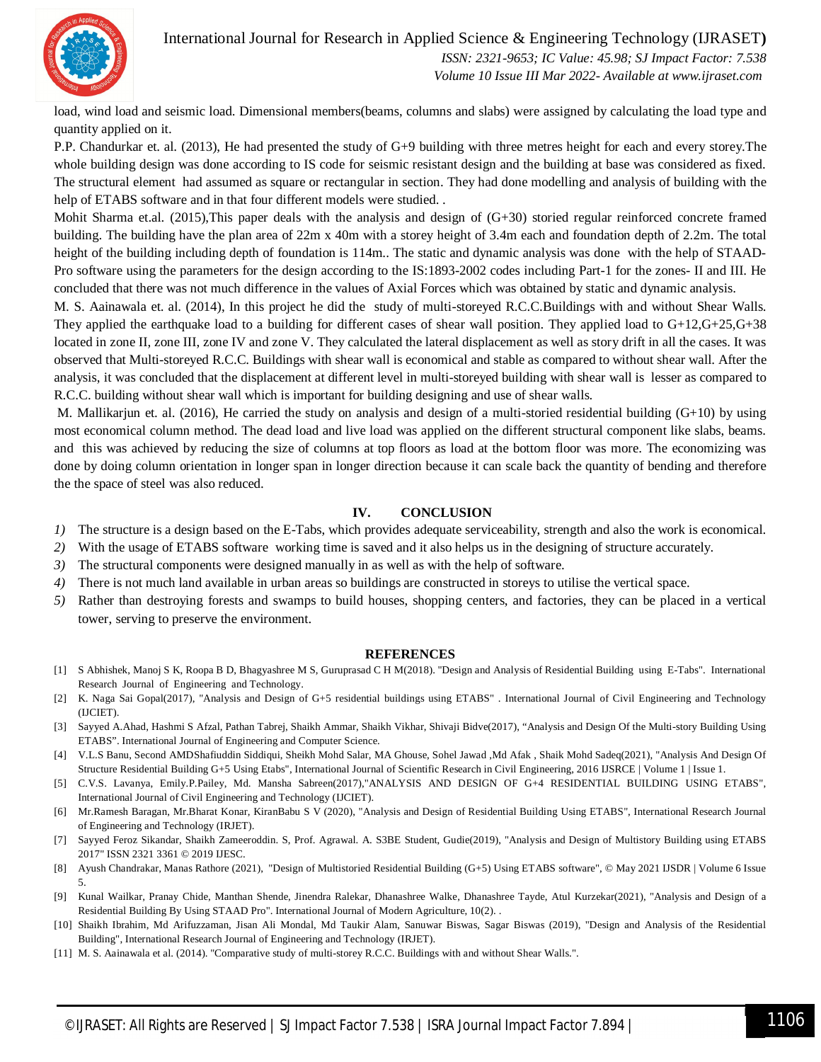load, wind load and seismic load. Dimensional members(beams, columns and slabs) were assigned by calculating the load type and quantity applied on it.

P.P. Chandurkar et. al. (2013), He had presented the study of G+9 building with three metres height for each and every storey.The whole building design was done according to IS code for seismic resistant design and the building at base was considered as fixed. The structural element had assumed as square or rectangular in section. They had done modelling and analysis of building with the help of ETABS software and in that four different models were studied. .

Mohit Sharma et.al. (2015),This paper deals with the analysis and design of (G+30) storied regular reinforced concrete framed building. The building have the plan area of 22m x 40m with a storey height of 3.4m each and foundation depth of 2.2m. The total height of the building including depth of foundation is 114m.. The static and dynamic analysis was done with the help of STAAD-Pro software using the parameters for the design according to the IS:1893-2002 codes including Part-1 for the zones- II and III. He concluded that there was not much difference in the values of Axial Forces which was obtained by static and dynamic analysis.

M. S. Aainawala et. al. (2014), In this project he did the study of multi-storeyed R.C.C.Buildings with and without Shear Walls. They applied the earthquake load to a building for different cases of shear wall position. They applied load to G+12,G+25,G+38 located in zone II, zone III, zone IV and zone V. They calculated the lateral displacement as well as story drift in all the cases. It was observed that Multi-storeyed R.C.C. Buildings with shear wall is economical and stable as compared to without shear wall. After the analysis, it was concluded that the displacement at different level in multi-storeyed building with shear wall is lesser as compared to R.C.C. building without shear wall which is important for building designing and use of shear walls.

M. Mallikarjun et. al. (2016), He carried the study on analysis and design of a multi-storied residential building (G+10) by using most economical column method. The dead load and live load was applied on the different structural component like slabs, beams. and this was achieved by reducing the size of columns at top floors as load at the bottom floor was more. The economizing was done by doing column orientation in longer span in longer direction because it can scale back the quantity of bending and therefore the the space of steel was also reduced.

## IV. CONCLUSION

1) The structure is a design based on the E-Tabs, which provides adequate serviceability, strength and also the work is economical.
2) With the usage of ETABS software working time is saved and it also helps us in the designing of structure accurately.
3) The structural components were designed manually in as well as with the help of software.
4) There is not much land available in urban areas so buildings are constructed in storeys to utilise the vertical space.
5) Rather than destroying forests and swamps to build houses, shopping centers, and factories, they can be placed in a vertical tower, serving to preserve the environment.

## REFERENCES

[1] S Abhishek, Manoj S K, Roopa B D, Bhagyashree M S, Guruprasad C H M(2018). "Design and Analysis of Residential Building using E-Tabs". International Research Journal of Engineering and Technology.

[2] K. Naga Sai Gopal(2017), "Analysis and Design of G+5 residential buildings using ETABS" . International Journal of Civil Engineering and Technology (IJCIET).

[3] Sayyed A.Ahad, Hashmi S Afzal, Pathan Tabrej, Shaikh Ammar, Shaikh Vikhar, Shivaji Bidve(2017), "Analysis and Design Of the Multi-story Building Using ETABS". International Journal of Engineering and Computer Science.

[4] V.L.S Banu, Second AMDShafiuddin Siddiqui, Sheikh Mohd Salar, MA Ghouse, Sohel Jawad ,Md Afak , Shaik Mohd Sadeq(2021), "Analysis And Design Of Structure Residential Building G+5 Using Etabs", International Journal of Scientific Research in Civil Engineering, 2016 IJSRCE | Volume 1 | Issue 1.

[5] C.V.S. Lavanya, Emily.P.Pailey, Md. Mansha Sabreen(2017),"ANALYSIS AND DESIGN OF G+4 RESIDENTIAL BUILDING USING ETABS", International Journal of Civil Engineering and Technology (IJCIET).

[6] Mr.Ramesh Baragan, Mr.Bharat Konar, KiranBabu S V (2020), "Analysis and Design of Residential Building Using ETABS", International Research Journal of Engineering and Technology (IRJET).

[7] Sayyed Feroz Sikandar, Shaikh Zameeroddin. S, Prof. Agrawal. A. S3BE Student, Gudie(2019), "Analysis and Design of Multistory Building using ETABS 2017" ISSN 2321 3361 © 2019 IJESC.

[8] Ayush Chandrakar, Manas Rathore (2021), "Design of Multistoried Residential Building (G+5) Using ETABS software", © May 2021 IJSDR | Volume 6 Issue 5.

[9] Kunal Wailkar, Pranay Chide, Manthan Shende, Jinendra Ralekar, Dhanashree Walke, Dhanashree Tayde, Atul Kurzekar(2021), "Analysis and Design of a Residential Building By Using STAAD Pro". International Journal of Modern Agriculture, 10(2). .

[10] Shaikh Ibrahim, Md Arifuzzaman, Jisan Ali Mondal, Md Taukir Alam, Sanuwar Biswas, Sagar Biswas (2019), "Design and Analysis of the Residential Building", International Research Journal of Engineering and Technology (IRJET).

[11] M. S. Aainawala et al. (2014). "Comparative study of multi-storey R.C.C. Buildings with and without Shear Walls.".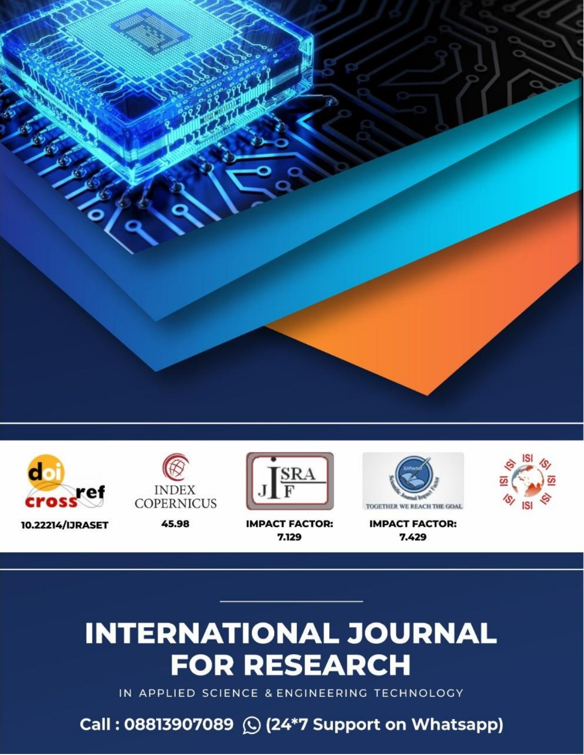10.22214/IJRASET

INDEX COPERNICUS

45.98

IMPACT FACTOR: 7.129

IMPACT FACTOR: 7.429

# INTERNATIONAL JOURNAL FOR RESEARCH

IN APPLIED SCIENCE & ENGINEERING TECHNOLOGY

Call : 08813907089 (24*7 Support on Whatsapp)